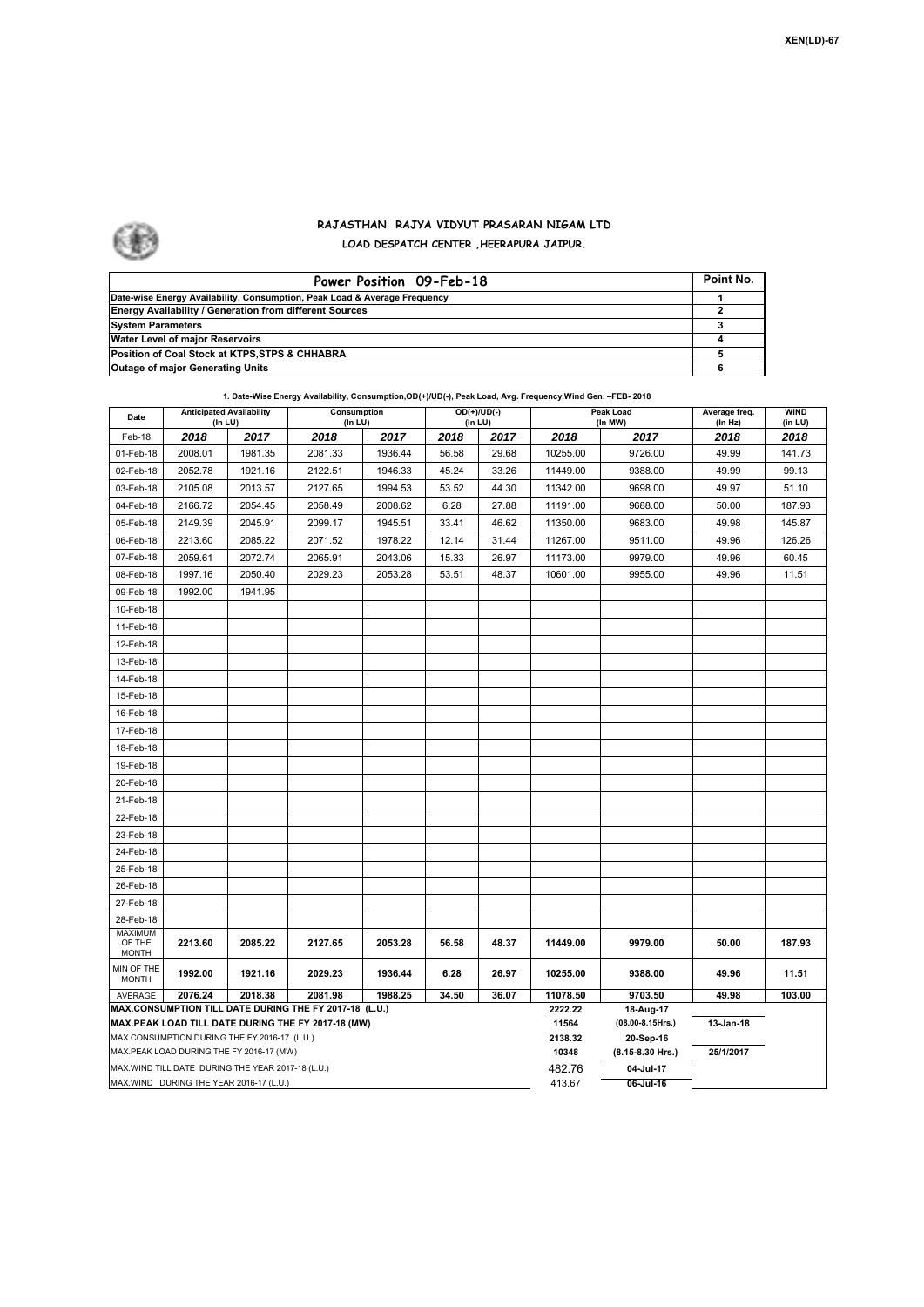XEN(LD)-67

# RAJASTHAN RAJYA VIDYUT PRASARAN NIGAM LTD

## LOAD DESPATCH CENTER ,HEERAPURA JAIPUR.

| Power Position 09-Feb-18 | Point No. |
|---|---|
| Date-wise Energy Availability, Consumption, Peak Load & Average Frequency | 1 |
| Energy Availability / Generation from different Sources | 2 |
| System Parameters | 3 |
| Water Level of major Reservoirs | 4 |
| Position of Coal Stock at KTPS,STPS & CHHABRA | 5 |
| Outage of major Generating Units | 6 |

**1. Date-Wise Energy Availability, Consumption,OD(+)/UD(-), Peak Load, Avg. Frequency,Wind Gen. –FEB- 2018**

| Date | Anticipated Availability (In LU) | | Consumption (In LU) | | OD(+)/UD(-) (In LU) | | Peak Load (In MW) | | Average freq. (In Hz) | WIND (in LU) |
|---|---|---|---|---|---|---|---|---|---|---|
| Feb-18 | 2018 | 2017 | 2018 | 2017 | 2018 | 2017 | 2018 | 2017 | 2018 | 2018 |
| 01-Feb-18 | 2008.01 | 1981.35 | 2081.33 | 1936.44 | 56.58 | 29.68 | 10255.00 | 9726.00 | 49.99 | 141.73 |
| 02-Feb-18 | 2052.78 | 1921.16 | 2122.51 | 1946.33 | 45.24 | 33.26 | 11449.00 | 9388.00 | 49.99 | 99.13 |
| 03-Feb-18 | 2105.08 | 2013.57 | 2127.65 | 1994.53 | 53.52 | 44.30 | 11342.00 | 9698.00 | 49.97 | 51.10 |
| 04-Feb-18 | 2166.72 | 2054.45 | 2058.49 | 2008.62 | 6.28 | 27.88 | 11191.00 | 9688.00 | 50.00 | 187.93 |
| 05-Feb-18 | 2149.39 | 2045.91 | 2099.17 | 1945.51 | 33.41 | 46.62 | 11350.00 | 9683.00 | 49.98 | 145.87 |
| 06-Feb-18 | 2213.60 | 2085.22 | 2071.52 | 1978.22 | 12.14 | 31.44 | 11267.00 | 9511.00 | 49.96 | 126.26 |
| 07-Feb-18 | 2059.61 | 2072.74 | 2065.91 | 2043.06 | 15.33 | 26.97 | 11173.00 | 9979.00 | 49.96 | 60.45 |
| 08-Feb-18 | 1997.16 | 2050.40 | 2029.23 | 2053.28 | 53.51 | 48.37 | 10601.00 | 9955.00 | 49.96 | 11.51 |
| 09-Feb-18 | 1992.00 | 1941.95 | | | | | | | | |
| 10-Feb-18 | | | | | | | | | | |
| 11-Feb-18 | | | | | | | | | | |
| 12-Feb-18 | | | | | | | | | | |
| 13-Feb-18 | | | | | | | | | | |
| 14-Feb-18 | | | | | | | | | | |
| 15-Feb-18 | | | | | | | | | | |
| 16-Feb-18 | | | | | | | | | | |
| 17-Feb-18 | | | | | | | | | | |
| 18-Feb-18 | | | | | | | | | | |
| 19-Feb-18 | | | | | | | | | | |
| 20-Feb-18 | | | | | | | | | | |
| 21-Feb-18 | | | | | | | | | | |
| 22-Feb-18 | | | | | | | | | | |
| 23-Feb-18 | | | | | | | | | | |
| 24-Feb-18 | | | | | | | | | | |
| 25-Feb-18 | | | | | | | | | | |
| 26-Feb-18 | | | | | | | | | | |
| 27-Feb-18 | | | | | | | | | | |
| 28-Feb-18 | | | | | | | | | | |
| MAXIMUM OF THE MONTH | 2213.60 | 2085.22 | 2127.65 | 2053.28 | 56.58 | 48.37 | 11449.00 | 9979.00 | 50.00 | 187.93 |
| MIN OF THE MONTH | 1992.00 | 1921.16 | 2029.23 | 1936.44 | 6.28 | 26.97 | 10255.00 | 9388.00 | 49.96 | 11.51 |
| AVERAGE | 2076.24 | 2018.38 | 2081.98 | 1988.25 | 34.50 | 36.07 | 11078.50 | 9703.50 | 49.98 | 103.00 |
| MAX.CONSUMPTION TILL DATE DURING THE FY 2017-18 (L.U.) | | | | | | | 2222.22 | 18-Aug-17 | | |
| MAX.PEAK LOAD TILL DATE DURING THE FY 2017-18 (MW) | | | | | | | 11564 | (08.00-8.15Hrs.) | 13-Jan-18 | |
| MAX.CONSUMPTION DURING THE FY 2016-17 (L.U.) | | | | | | | 2138.32 | 20-Sep-16 | | |
| MAX.PEAK LOAD DURING THE FY 2016-17 (MW) | | | | | | | 10348 | (8.15-8.30 Hrs.) | 25/1/2017 | |
| MAX.WIND TILL DATE DURING THE YEAR 2017-18 (L.U.) | | | | | | | 482.76 | 04-Jul-17 | | |
| MAX.WIND DURING THE YEAR 2016-17 (L.U.) | | | | | | | 413.67 | 06-Jul-16 | | |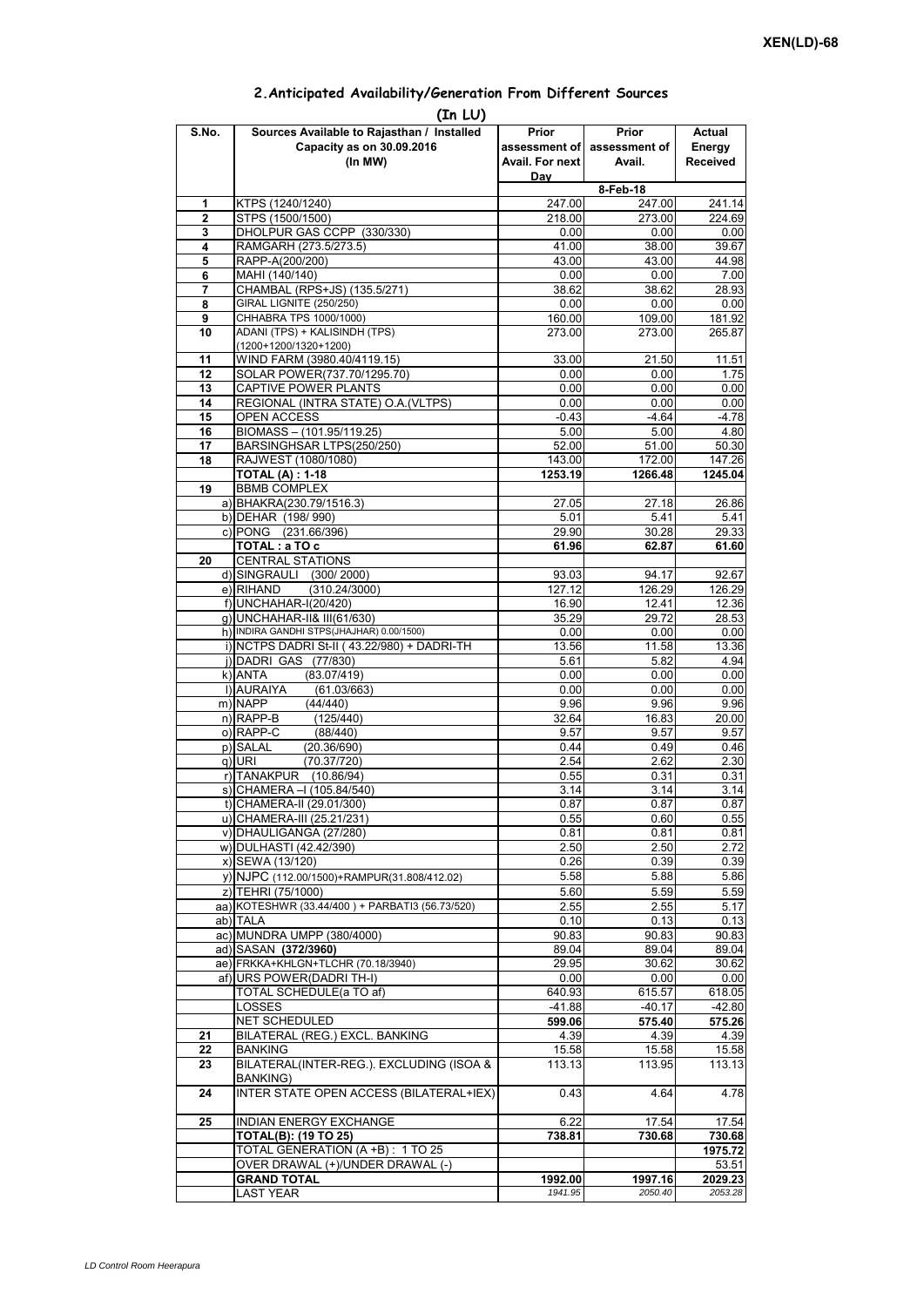XEN(LD)-68

## 2.Anticipated Availability/Generation From Different Sources

(In LU)

| S.No. | Sources Available to Rajasthan / Installed Capacity as on 30.09.2016 (In MW) | Prior assessment of Avail. For next Day | Prior assessment of Avail. | Actual Energy Received |
|---|---|---|---|---|
| | | | 8-Feb-18 | |
| 1 | KTPS (1240/1240) | 247.00 | 247.00 | 241.14 |
| 2 | STPS (1500/1500) | 218.00 | 273.00 | 224.69 |
| 3 | DHOLPUR GAS CCPP (330/330) | 0.00 | 0.00 | 0.00 |
| 4 | RAMGARH (273.5/273.5) | 41.00 | 38.00 | 39.67 |
| 5 | RAPP-A(200/200) | 43.00 | 43.00 | 44.98 |
| 6 | MAHI (140/140) | 0.00 | 0.00 | 7.00 |
| 7 | CHAMBAL (RPS+JS) (135.5/271) | 38.62 | 38.62 | 28.93 |
| 8 | GIRAL LIGNITE (250/250) | 0.00 | 0.00 | 0.00 |
| 9 | CHHABRA TPS 1000/1000) | 160.00 | 109.00 | 181.92 |
| 10 | ADANI (TPS) + KALISINDH (TPS) (1200+1200/1320+1200) | 273.00 | 273.00 | 265.87 |
| 11 | WIND FARM (3980.40/4119.15) | 33.00 | 21.50 | 11.51 |
| 12 | SOLAR POWER(737.70/1295.70) | 0.00 | 0.00 | 1.75 |
| 13 | CAPTIVE POWER PLANTS | 0.00 | 0.00 | 0.00 |
| 14 | REGIONAL (INTRA STATE) O.A.(VLTPS) | 0.00 | 0.00 | 0.00 |
| 15 | OPEN ACCESS | -0.43 | -4.64 | -4.78 |
| 16 | BIOMASS – (101.95/119.25) | 5.00 | 5.00 | 4.80 |
| 17 | BARSINGHSAR LTPS(250/250) | 52.00 | 51.00 | 50.30 |
| 18 | RAJWEST (1080/1080) | 143.00 | 172.00 | 147.26 |
| | **TOTAL (A) : 1-18** | **1253.19** | **1266.48** | **1245.04** |
| 19 | BBMB COMPLEX | | | |
| | a) BHAKRA(230.79/1516.3) | 27.05 | 27.18 | 26.86 |
| | b) DEHAR (198/ 990) | 5.01 | 5.41 | 5.41 |
| | c) PONG (231.66/396) | 29.90 | 30.28 | 29.33 |
| | **TOTAL : a TO c** | **61.96** | **62.87** | **61.60** |
| 20 | CENTRAL STATIONS | | | |
| | d) SINGRAULI (300/ 2000) | 93.03 | 94.17 | 92.67 |
| | e) RIHAND (310.24/3000) | 127.12 | 126.29 | 126.29 |
| | f) UNCHAHAR-I(20/420) | 16.90 | 12.41 | 12.36 |
| | g) UNCHAHAR-II& III(61/630) | 35.29 | 29.72 | 28.53 |
| | h) INDIRA GANDHI STPS(JHAJHAR) 0.00/1500) | 0.00 | 0.00 | 0.00 |
| | i) NCTPS DADRI St-II ( 43.22/980) + DADRI-TH | 13.56 | 11.58 | 13.36 |
| | j) DADRI GAS (77/830) | 5.61 | 5.82 | 4.94 |
| | k) ANTA (83.07/419) | 0.00 | 0.00 | 0.00 |
| | l) AURAIYA (61.03/663) | 0.00 | 0.00 | 0.00 |
| | m) NAPP (44/440) | 9.96 | 9.96 | 9.96 |
| | n) RAPP-B (125/440) | 32.64 | 16.83 | 20.00 |
| | o) RAPP-C (88/440) | 9.57 | 9.57 | 9.57 |
| | p) SALAL (20.36/690) | 0.44 | 0.49 | 0.46 |
| | q) URI (70.37/720) | 2.54 | 2.62 | 2.30 |
| | r) TANAKPUR (10.86/94) | 0.55 | 0.31 | 0.31 |
| | s) CHAMERA –I (105.84/540) | 3.14 | 3.14 | 3.14 |
| | t) CHAMERA-II (29.01/300) | 0.87 | 0.87 | 0.87 |
| | u) CHAMERA-III (25.21/231) | 0.55 | 0.60 | 0.55 |
| | v) DHAULIGANGA (27/280) | 0.81 | 0.81 | 0.81 |
| | w) DULHASTI (42.42/390) | 2.50 | 2.50 | 2.72 |
| | x) SEWA (13/120) | 0.26 | 0.39 | 0.39 |
| | y) NJPC (112.00/1500)+RAMPUR(31.808/412.02) | 5.58 | 5.88 | 5.86 |
| | z) TEHRI (75/1000) | 5.60 | 5.59 | 5.59 |
| | aa) KOTESHWR (33.44/400 ) + PARBATI3 (56.73/520) | 2.55 | 2.55 | 5.17 |
| | ab) TALA | 0.10 | 0.13 | 0.13 |
| | ac) MUNDRA UMPP (380/4000) | 90.83 | 90.83 | 90.83 |
| | ad) SASAN **(372/3960)** | 89.04 | 89.04 | 89.04 |
| | ae) FRKKA+KHLGN+TLCHR (70.18/3940) | 29.95 | 30.62 | 30.62 |
| | af) URS POWER(DADRI TH-I) | 0.00 | 0.00 | 0.00 |
| | TOTAL SCHEDULE(a TO af) | 640.93 | 615.57 | 618.05 |
| | LOSSES | -41.88 | -40.17 | -42.80 |
| | NET SCHEDULED | **599.06** | **575.40** | **575.26** |
| 21 | BILATERAL (REG.) EXCL. BANKING | 4.39 | 4.39 | 4.39 |
| 22 | BANKING | 15.58 | 15.58 | 15.58 |
| 23 | BILATERAL(INTER-REG.). EXCLUDING (ISOA & BANKING) | 113.13 | 113.95 | 113.13 |
| 24 | INTER STATE OPEN ACCESS (BILATERAL+IEX) | 0.43 | 4.64 | 4.78 |
| 25 | INDIAN ENERGY EXCHANGE | 6.22 | 17.54 | 17.54 |
| | **TOTAL(B): (19 TO 25)** | **738.81** | **730.68** | **730.68** |
| | TOTAL GENERATION (A +B) : 1 TO 25 | | | **1975.72** |
| | OVER DRAWAL (+)/UNDER DRAWAL (-) | | | 53.51 |
| | **GRAND TOTAL** | **1992.00** | **1997.16** | **2029.23** |
| | LAST YEAR | *1941.95* | *2050.40* | *2053.28* |

LD Control Room Heerapura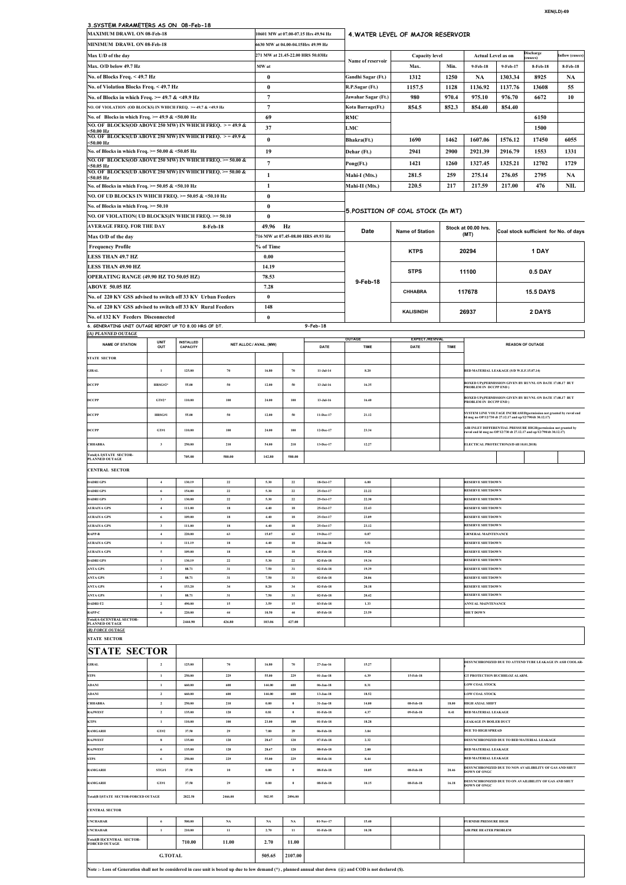XEN(LD)-69

### 3.SYSTEM PARAMETERS AS ON 08-Feb-18

| | |
|---|---|
| MAXIMUM DRAWL ON 08-Feb-18 | 10601 MW at 07.00-07.15 Hrs 49.94 Hz |
| MINIMUM DRAWL ON 08-Feb-18 | 6630 MW at 04.00-04.15Hrs 49.99 Hz |
| Max U/D of the day | 271 MW at 21.45-22.00 HRS 50.03Hz |
| Max. O/D below 49.7 Hz | MW at |
| No. of Blocks Freq. < 49.7 Hz | 0 |
| No. of Violation Blocks Freq. < 49.7 Hz | 0 |
| No. of Blocks in which Freq. >= 49.7 & <49.9 Hz | 7 |
| NO. OF VIOLATION (OD BLOCKS) IN WHICH FREQ. >= 49.7 & <49.9 Hz | 7 |
| No. of Blocks in which Freq. >= 49.9 & <50.00 Hz | 69 |
| NO. OF BLOCKS(OD ABOVE 250 MW) IN WHICH FREQ. > = 49.9 & <50.00 Hz | 37 |
| NO. OF BLOCKS(UD ABOVE 250 MW) IN WHICH FREQ. > = 49.9 & <50.00 Hz | 0 |
| No. of Blocks in which Freq. >= 50.00 & <50.05 Hz | 19 |
| NO. OF BLOCKS(OD ABOVE 250 MW) IN WHICH FREQ. >= 50.00 & <50.05 Hz | 7 |
| NO. OF BLOCKS(UD ABOVE 250 MW) IN WHICH FREQ. >= 50.00 & <50.05 Hz | 1 |
| No. of Blocks in which Freq. >= 50.05 & <50.10 Hz | 1 |
| NO. OF UD BLOCKS IN WHICH FREQ. >= 50.05 & <50.10 Hz | 0 |
| No. of Blocks in which Freq. >= 50.10 | 0 |
| NO. OF VIOLATION( UD BLOCKS)IN WHICH FREQ. >= 50.10 | 0 |
| AVERAGE FREQ. FOR THE DAY 8-Feb-18 | 49.96 Hz |
| Max O/D of the day | 716 MW at 07.45-08.00 HRS 49.93 Hz |
| Frequency Profile | % of Time |
| LESS THAN 49.7 HZ | 0.00 |
| LESS THAN 49.90 HZ | 14.19 |
| OPERATING RANGE (49.90 HZ TO 50.05 HZ) | 78.53 |
| ABOVE 50.05 HZ | 7.28 |
| No. of 220 KV GSS advised to switch off 33 KV Urban Feeders | 0 |
| No. of 220 KV GSS advised to switch off 33 KV Rural Feeders | 148 |
| No. of 132 KV Feeders Disconnected | 0 |

### 4.WATER LEVEL OF MAJOR RESERVOIR

| Name of reservoir | Capacity level Max. | Min. | Actual Level as on 9-Feb-18 | 9-Feb-17 | Discharge (cusecs) 8-Feb-18 | Inflow (cusecs) 8-Feb-18 |
|---|---|---|---|---|---|---|
| Gandhi Sagar (Ft.) | 1312 | 1250 | NA | 1303.34 | 8925 | NA |
| R.P.Sagar (Ft.) | 1157.5 | 1128 | 1136.92 | 1137.76 | 13608 | 55 |
| Jawahar Sagar (Ft.) | 980 | 970.4 | 975.10 | 976.70 | 6672 | 10 |
| Kota Barrage(Ft.) | 854.5 | 852.3 | 854.40 | 854.40 | | |
| RMC | | | | | 6150 | |
| LMC | | | | | 1500 | |
| Bhakra(Ft.) | 1690 | 1462 | 1607.06 | 1576.12 | 17450 | 6055 |
| Dehar (Ft.) | 2941 | 2900 | 2921.39 | 2916.79 | 1553 | 1331 |
| Pong(Ft.) | 1421 | 1260 | 1327.45 | 1325.21 | 12702 | 1729 |
| Mahi-I (Mts.) | 281.5 | 259 | 275.14 | 276.05 | 2795 | NA |
| Mahi-II (Mts.) | 220.5 | 217 | 217.59 | 217.00 | 476 | NIL |

### 5.POSITION OF COAL STOCK (In MT)

| Date | Name of Station | Stock at 00.00 hrs. (MT) | Coal stock sufficient for No. of days |
|---|---|---|---|
| 9-Feb-18 | KTPS | 20294 | 1 DAY |
| | STPS | 11100 | 0.5 DAY |
| | CHHABRA | 117678 | 15.5 DAYS |
| | KALISINDH | 26937 | 2 DAYS |

### 6. GENERATING UNIT OUTAGE REPORT UP TO 8.00 HRS OF DT. 9-Feb-18

*(A) PLANNED OUTAGE*

| NAME OF STATION | UNIT OUT | INSTALLED CAPACITY | NET ALLOC./ AVAIL. (MW) | | | OUTAGE DATE | OUTAGE TIME | EXPECT./REVIVAL DATE | TIME | REASON OF OUTAGE |
|---|---|---|---|---|---|---|---|---|---|---|
| **STATE SECTOR** | | | | | | | | | | |
| GIRAL | 1 | 125.00 | 70 | 16.80 | 70 | 11-Jul-14 | 8.20 | | | BED MATERIAL LEAKAGE (S/D W.E.F.15.07.14) |
| DCCPP | HRSG#2* | 55.00 | 50 | 12.00 | 50 | 13-Jul-16 | 16.35 | | | BOXED UP(PERMISSION GIVEN BY RUVNL ON DATE 17.08.17 BUT PROBLEM IN DCCPP END ) |
| DCCPP | GT#2* | 110.00 | 100 | 24.00 | 100 | 13-Jul-16 | 16.40 | | | BOXED UP(PERMISSION GIVEN BY RUVNL ON DATE 17.08.17 BUT PROBLEM IN DCCPP END ) |
| DCCPP | HRSG#1 | 55.00 | 50 | 12.00 | 50 | 11-Dec-17 | 21.12 | | | SYSTEM LINE VOLTAGE INCREASED(permission not granted by ruvnl end ld msg no OP/12/730 dt 27.12.17 and op/12/790/dt 30.12.17) |
| DCCPP | GT#1 | 110.00 | 100 | 24.00 | 100 | 12-Dec-17 | 23.34 | | | AIR INLET DIFFERENTIAL PRESSURE HIGH(permission not granted by ruvnl end ld msg no OP/12/730 dt 27.12.17 and op/12/790/dt 30.12.17) |
| CHHABRA | 3 | 250.00 | 210 | 54.00 | 210 | 13-Dec-17 | 12.27 | | | ELECTICAL PROTECTION(S/D till 10.01.2018) |
| Total(A I)STATE SECTOR-PLANNED OUTAGE | | 705.00 | 580.00 | 142.80 | 580.00 | | | | | |
| **CENTRAL SECTOR** | | | | | | | | | | |
| DADRI GPS | 4 | 130.19 | 22 | 5.30 | 22 | 18-Oct-17 | 6.00 | | | RESERVE SHUTDOWN |
| DADRI GPS | 6 | 154.00 | 22 | 5.30 | 22 | 25-Oct-17 | 22.22 | | | RESERVE SHUTDOWN |
| DADRI GPS | 3 | 130.00 | 22 | 5.30 | 22 | 25-Oct-17 | 22.30 | | | RESERVE SHUTDOWN |
| AURAIYA GPS | 4 | 111.00 | 18 | 4.40 | 18 | 25-Oct-17 | 22.43 | | | RESERVE SHUTDOWN |
| AURAIYA GPS | 6 | 109.00 | 18 | 4.40 | 18 | 25-Oct-17 | 23.09 | | | RESERVE SHUTDOWN |
| AURAIYA GPS | 3 | 111.00 | 18 | 4.40 | 18 | 25-Oct-17 | 23.12 | | | RESERVE SHUTDOWN |
| RAPP-B | 4 | 220.00 | 63 | 15.07 | 63 | 19-Dec-17 | 0.07 | | | GRNERAL MAINTENANCE |
| AURAIYA GPS | 1 | 111.19 | 18 | 4.40 | 18 | 20-Jan-18 | 5.51 | | | RESERVE SHUTDOWN |
| AURAIYA GPS | 5 | 109.00 | 18 | 4.40 | 18 | 02-Feb-18 | 19.28 | | | RESERVE SHUTDOWN |
| DADRI GPS | 1 | 130.19 | 22 | 5.30 | 22 | 02-Feb-18 | 19.34 | | | RESERVE SHUTDOWN |
| ANTA GPS | 3 | 88.71 | 31 | 7.50 | 31 | 02-Feb-18 | 19.39 | | | RESERVE SHUTDOWN |
| ANTA GPS | 2 | 88.71 | 31 | 7.50 | 31 | 02-Feb-18 | 20.06 | | | RESERVE SHUTDOWN |
| ANTA GPS | 4 | 153.20 | 34 | 8.20 | 34 | 02-Feb-18 | 20.10 | | | RESERVE SHUTDOWN |
| ANTA GPS | 1 | 88.71 | 31 | 7.50 | 31 | 02-Feb-18 | 20.42 | | | RESERVE SHUTDOWN |
| DADRI-T2 | 2 | 490.00 | 15 | 3.59 | 15 | 03-Feb-18 | 1.33 | | | ANNUAL MAINTENANCE |
| RAPP-C | 6 | 220.00 | 44 | 10.50 | 44 | 05-Feb-18 | 23.59 | | | SHUT DOWN |
| Total(A-I)CENTRAL SECTOR-PLANNED OUTAGE | | 2444.90 | 426.80 | 103.06 | 427.00 | | | | | |

*(B) FORCE OUTAGE*

**STATE SECTOR**

| NAME OF STATION | UNIT OUT | INSTALLED CAPACITY | NET ALLOC./ AVAIL. (MW) | | | OUTAGE DATE | OUTAGE TIME | EXPECT./REVIVAL DATE | TIME | REASON OF OUTAGE |
|---|---|---|---|---|---|---|---|---|---|---|
| **STATE SECTOR** | | | | | | | | | | |
| GIRAL | 2 | 125.00 | 70 | 16.80 | 70 | 27-Jan-16 | 15.27 | | | DESYNCHRONIZED DUE TO ATTEND TUBE LEAKAGE IN ASH COOLAR-B |
| STPS | 1 | 250.00 | 229 | 55.00 | 229 | 01-Jan-18 | 6.39 | 15-Feb-18 | | GT PROTECTION BUCHHLOZ ALARM. |
| ADANI | 1 | 660.00 | 600 | 144.00 | 600 | 06-Jan-18 | 8.31 | | | LOW COAL STOCK |
| ADANI | 2 | 660.00 | 600 | 144.00 | 600 | 13-Jan-18 | 18.52 | | | LOW COAL STOCK |
| CHHABRA | 2 | 250.00 | 210 | 0.00 | 0 | 31-Jan-18 | 14.00 | 08-Feb-18 | 18.00 | HIGH AXIAL SHIFT |
| RAJWEST | 2 | 135.00 | 120 | 0.81 | 0 | 01-Feb-18 | 6.37 | 09-Feb-18 | 0.41 | BED MATERIAL LEAKAGE |
| KTPS | 1 | 110.00 | 100 | 23.00 | 100 | 01-Feb-18 | 18.28 | | | LEAKAGE IN BOILER DUCT |
| RAMGARH | GT#2 | 37.50 | 29 | 7.00 | 29 | 06-Feb-18 | 3.04 | | | DUE TO HIGH SPREAD |
| RAJWEST | 8 | 135.00 | 120 | 28.67 | 120 | 07-Feb-18 | 2.32 | | | DESYNCHRONIZED DUE TO BED MATERIAL LEAKAGE |
| RAJWEST | 6 | 135.00 | 120 | 28.67 | 120 | 08-Feb-18 | 2.00 | | | BED MATERIAL LEAKAGE |
| STPS | 6 | 250.00 | 229 | 55.00 | 229 | 08-Feb-18 | 8.44 | | | BED MATERIAL LEAKAGE |
| RAMGARH | STG#1 | 37.50 | 10 | 0.00 | 0 | 08-Feb-18 | 10.05 | 08-Feb-18 | 20.46 | DESYNCHRONIZED DUE TO NON AVAILIBILITY OF GAS AND SHUT DOWN OF ONGC |
| RAMGARH | GT#1 | 37.50 | 29 | 0.00 | 0 | 08-Feb-18 | 10.15 | 08-Feb-18 | 16.18 | DESYNCHRONIZED DUE TO ON AVAILIBILITY OF GAS AND SHUT DOWN OF ONGC |
| Total(B I)STATE SECTOR-FORCED OUTAGE | | 2822.50 | 2466.00 | 502.95 | 2096.00 | | | | | |
| **CENTRAL SECTOR** | | | | | | | | | | |
| UNCHAHAR | 6 | 500.00 | NA | NA | NA | 01-Nov-17 | 15.40 | | | FURNISH PRESSURE HIGH |
| UNCHAHAR | 1 | 210.00 | 11 | 2.70 | 11 | 01-Feb-18 | 10.38 | | | AIR PRE HEATER PROBLEM |
| Total(B II)CENTRAL SECTOR-FORCED OUTAGE | | 710.00 | 11.00 | 2.70 | 11.00 | | | | | |
| G.TOTAL | | | | 505.65 | 2107.00 | | | | | |

Note :- Loss of Generation shall not be considered in case unit is boxed up due to low demand (*) , planned annual shut down (@) and COD is not declared ($).